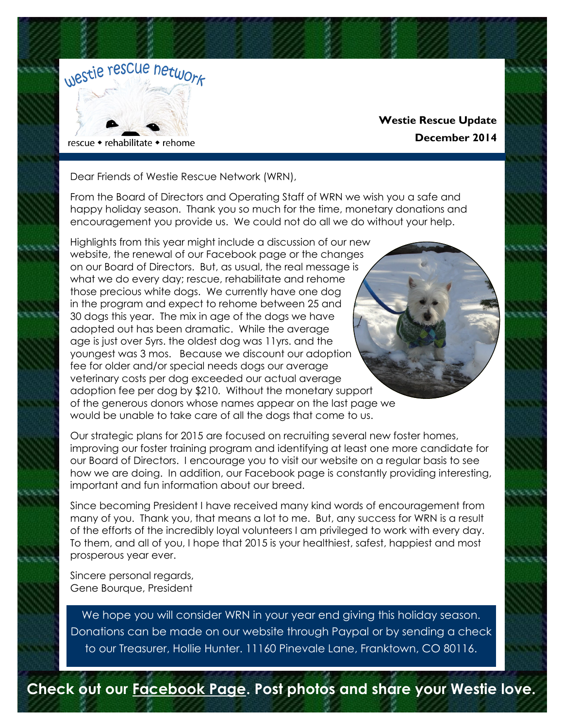westie rescue network

rescue • rehabilitate • rehome

**Westie Rescue Update**

**December 2014**

Dear Friends of Westie Rescue Network (WRN),

From the Board of Directors and Operating Staff of WRN we wish you a safe and happy holiday season. Thank you so much for the time, monetary donations and encouragement you provide us. We could not do all we do without your help.

Highlights from this year might include a discussion of our new website, the renewal of our Facebook page or the changes on our Board of Directors. But, as usual, the real message is what we do every day; rescue, rehabilitate and rehome those precious white dogs. We currently have one dog in the program and expect to rehome between 25 and 30 dogs this year. The mix in age of the dogs we have adopted out has been dramatic. While the average age is just over 5yrs. the oldest dog was 11yrs. and the youngest was 3 mos. Because we discount our adoption fee for older and/or special needs dogs our average veterinary costs per dog exceeded our actual average adoption fee per dog by $210. Without the monetary support of the generous donors whose names appear on the last page we would be unable to take care of all the dogs that come to us.

Our strategic plans for 2015 are focused on recruiting several new foster homes, improving our foster training program and identifying at least one more candidate for our Board of Directors. I encourage you to visit our website on a regular basis to see how we are doing. In addition, our Facebook page is constantly providing interesting, important and fun information about our breed.

Since becoming President I have received many kind words of encouragement from many of you. Thank you, that means a lot to me. But, any success for WRN is a result of the efforts of the incredibly loyal volunteers I am privileged to work with every day. To them, and all of you, I hope that 2015 is your healthiest, safest, happiest and most prosperous year ever.

Sincere personal regards,
Gene Bourque, President

We hope you will consider WRN in your year end giving this holiday season. Donations can be made on our website through Paypal or by sending a check to our Treasurer, Hollie Hunter. 11160 Pinevale Lane, Franktown, CO 80116.

**Check out our Facebook Page. Post photos and share your Westie love.**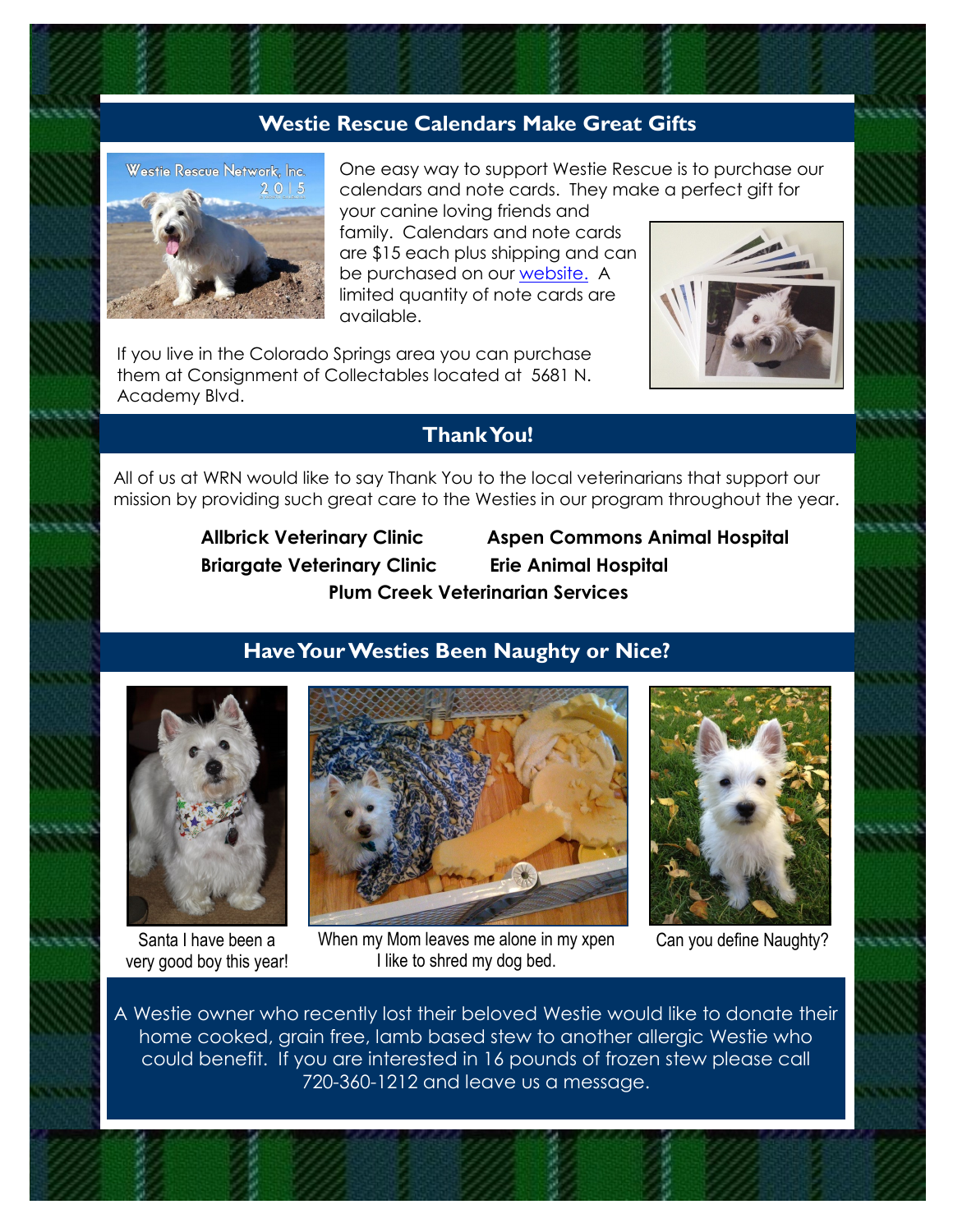## Westie Rescue Calendars Make Great Gifts

One easy way to support Westie Rescue is to purchase our calendars and note cards. They make a perfect gift for your canine loving friends and family. Calendars and note cards are $15 each plus shipping and can be purchased on our website. A limited quantity of note cards are available.

If you live in the Colorado Springs area you can purchase them at Consignment of Collectables located at 5681 N. Academy Blvd.

## Thank You!

All of us at WRN would like to say Thank You to the local veterinarians that support our mission by providing such great care to the Westies in our program throughout the year.

**Allbrick Veterinary Clinic**
**Aspen Commons Animal Hospital**
**Briargate Veterinary Clinic**
**Erie Animal Hospital**
**Plum Creek Veterinarian Services**

## Have Your Westies Been Naughty or Nice?

Santa I have been a very good boy this year!

When my Mom leaves me alone in my xpen I like to shred my dog bed.

Can you define Naughty?

A Westie owner who recently lost their beloved Westie would like to donate their home cooked, grain free, lamb based stew to another allergic Westie who could benefit. If you are interested in 16 pounds of frozen stew please call 720-360-1212 and leave us a message.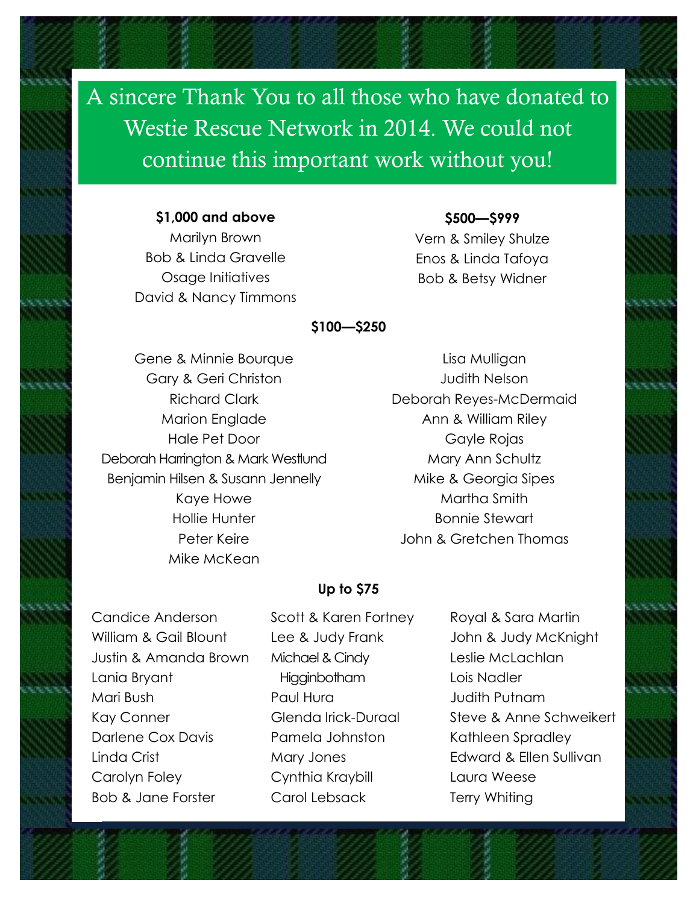# A sincere Thank You to all those who have donated to Westie Rescue Network in 2014. We could not continue this important work without you!

**$1,000 and above**

Marilyn Brown
Bob & Linda Gravelle
Osage Initiatives
David & Nancy Timmons

**$500—$999**

Vern & Smiley Shulze
Enos & Linda Tafoya
Bob & Betsy Widner

**$100—$250**

Gene & Minnie Bourque
Gary & Geri Christon
Richard Clark
Marion Englade
Hale Pet Door
Deborah Harrington & Mark Westlund
Benjamin Hilsen & Susann Jennelly
Kaye Howe
Hollie Hunter
Peter Keire
Mike McKean
Lisa Mulligan
Judith Nelson
Deborah Reyes-McDermaid
Ann & William Riley
Gayle Rojas
Mary Ann Schultz
Mike & Georgia Sipes
Martha Smith
Bonnie Stewart
John & Gretchen Thomas

**Up to $75**

Candice Anderson
William & Gail Blount
Justin & Amanda Brown
Lania Bryant
Mari Bush
Kay Conner
Darlene Cox Davis
Linda Crist
Carolyn Foley
Bob & Jane Forster
Scott & Karen Fortney
Lee & Judy Frank
Michael & Cindy Higginbotham
Paul Hura
Glenda Irick-Duraal
Pamela Johnston
Mary Jones
Cynthia Kraybill
Carol Lebsack
Royal & Sara Martin
John & Judy McKnight
Leslie McLachlan
Lois Nadler
Judith Putnam
Steve & Anne Schweikert
Kathleen Spradley
Edward & Ellen Sullivan
Laura Weese
Terry Whiting